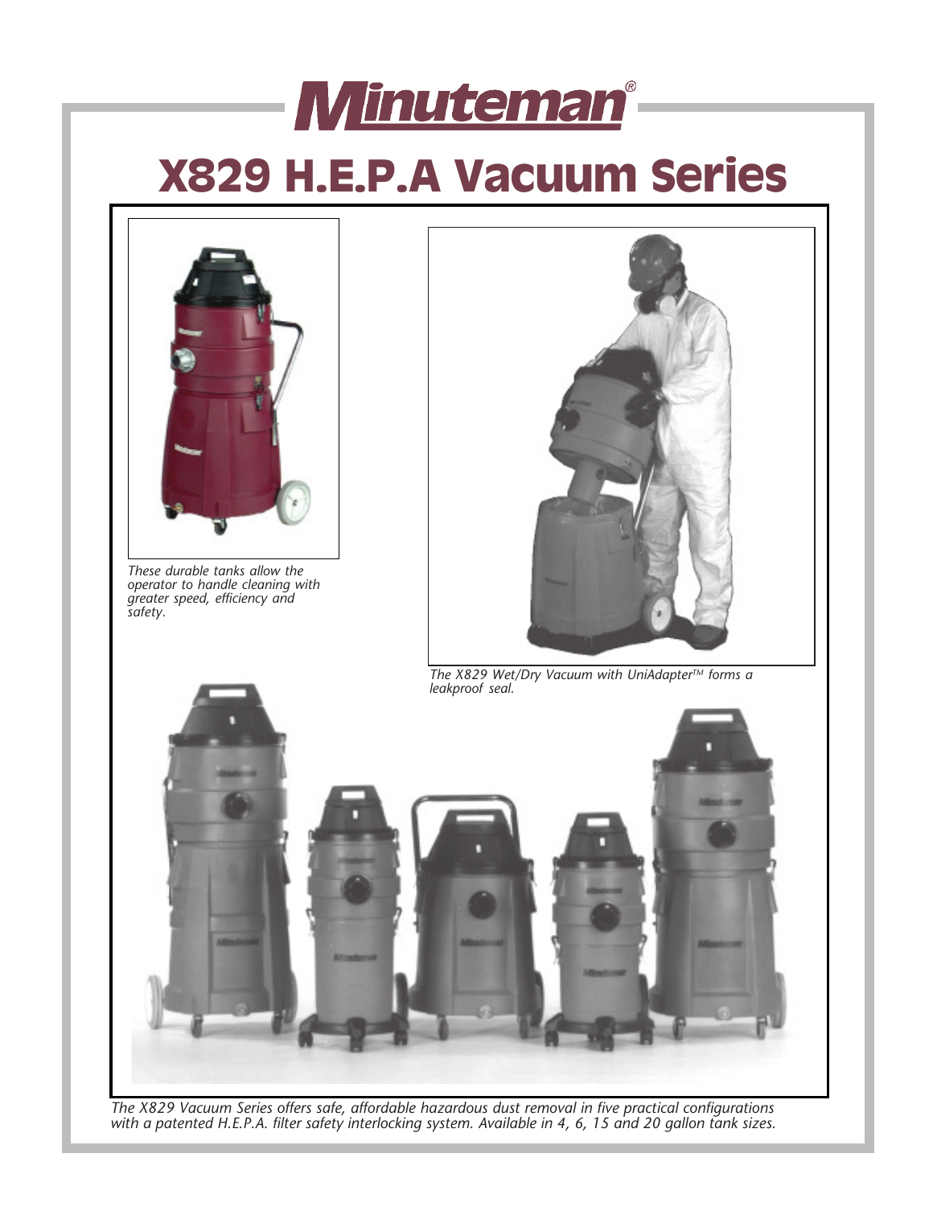# Minuteman®

# X829 H.E.P.A Vacuum Series

*These durable tanks allow the operator to handle cleaning with greater speed, efficiency and safety.*

*The X829 Wet/Dry Vacuum with UniAdapter™ forms a leakproof seal.*

*The X829 Vacuum Series offers safe, affordable hazardous dust removal in five practical configurations with a patented H.E.P.A. filter safety interlocking system. Available in 4, 6, 15 and 20 gallon tank sizes.*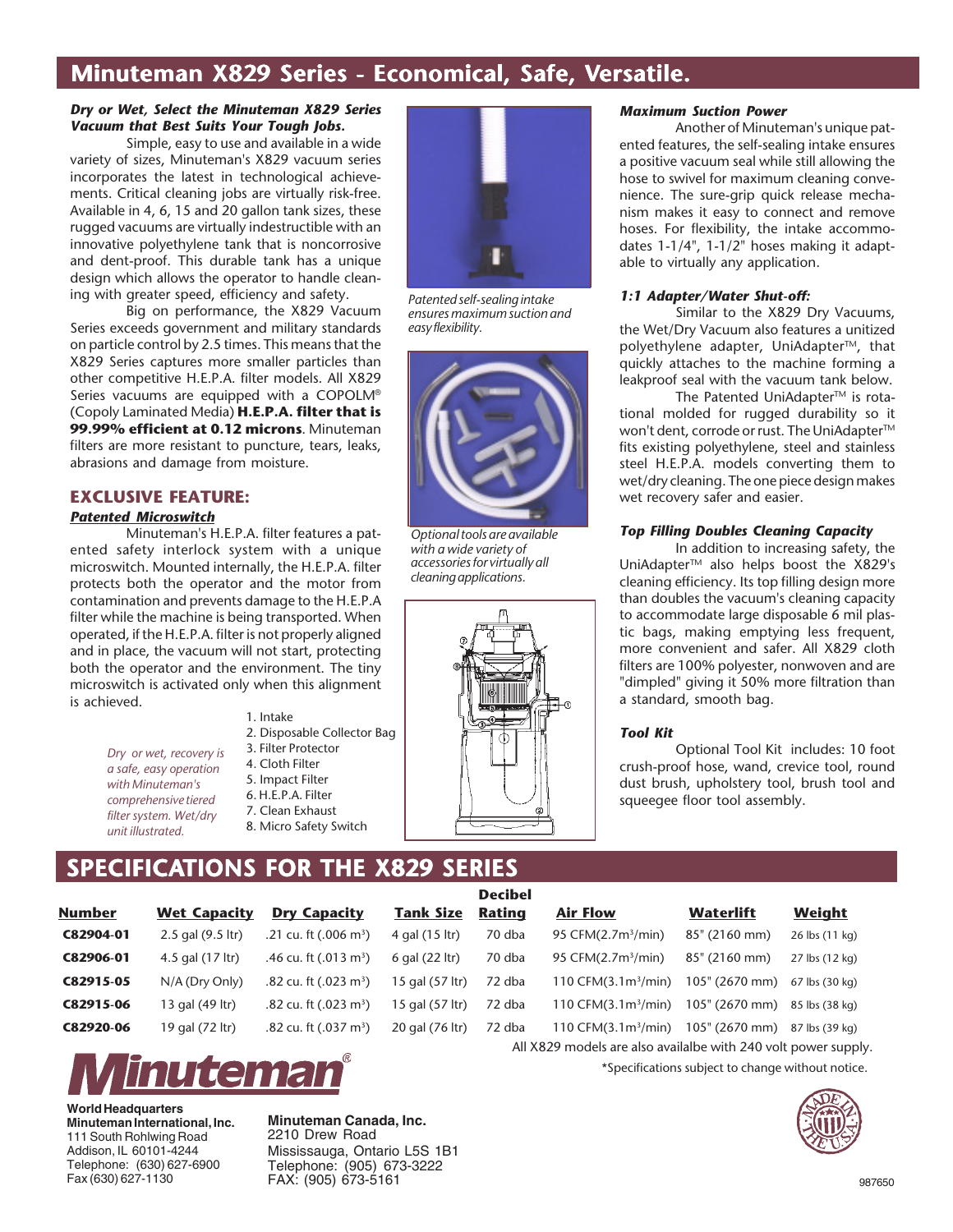# Minuteman X829 Series - Economical, Safe, Versatile.

***Dry or Wet, Select the Minuteman X829 Series Vacuum that Best Suits Your Tough Jobs.***

Simple, easy to use and available in a wide variety of sizes, Minuteman's X829 vacuum series incorporates the latest in technological achievements. Critical cleaning jobs are virtually risk-free. Available in 4, 6, 15 and 20 gallon tank sizes, these rugged vacuums are virtually indestructible with an innovative polyethylene tank that is noncorrosive and dent-proof. This durable tank has a unique design which allows the operator to handle cleaning with greater speed, efficiency and safety.

Big on performance, the X829 Vacuum Series exceeds government and military standards on particle control by 2.5 times. This means that the X829 Series captures more smaller particles than other competitive H.E.P.A. filter models. All X829 Series vacuums are equipped with a COPOLM® (Copoly Laminated Media) **H.E.P.A. filter that is 99.99% efficient at 0.12 microns**. Minuteman filters are more resistant to puncture, tears, leaks, abrasions and damage from moisture.

## EXCLUSIVE FEATURE:

***Patented Microswitch***

Minuteman's H.E.P.A. filter features a patented safety interlock system with a unique microswitch. Mounted internally, the H.E.P.A. filter protects both the operator and the motor from contamination and prevents damage to the H.E.P.A filter while the machine is being transported. When operated, if the H.E.P.A. filter is not properly aligned and in place, the vacuum will not start, protecting both the operator and the environment. The tiny microswitch is activated only when this alignment is achieved.

*Dry or wet, recovery is a safe, easy operation with Minuteman's comprehensive tiered filter system. Wet/dry unit illustrated.*

1. Intake
2. Disposable Collector Bag
3. Filter Protector
4. Cloth Filter
5. Impact Filter
6. H.E.P.A. Filter
7. Clean Exhaust
8. Micro Safety Switch

*Patented self-sealing intake ensures maximum suction and easy flexibility.*

*Optional tools are available with a wide variety of accessories for virtually all cleaning applications.*

***Maximum Suction Power***

Another of Minuteman's unique patented features, the self-sealing intake ensures a positive vacuum seal while still allowing the hose to swivel for maximum cleaning convenience. The sure-grip quick release mechanism makes it easy to connect and remove hoses. For flexibility, the intake accommodates 1-1/4", 1-1/2" hoses making it adaptable to virtually any application.

***1:1 Adapter/Water Shut-off:***

Similar to the X829 Dry Vacuums, the Wet/Dry Vacuum also features a unitized polyethylene adapter, UniAdapter™, that quickly attaches to the machine forming a leakproof seal with the vacuum tank below.

The Patented UniAdapter™ is rotational molded for rugged durability so it won't dent, corrode or rust. The UniAdapter™ fits existing polyethylene, steel and stainless steel H.E.P.A. models converting them to wet/dry cleaning. The one piece design makes wet recovery safer and easier.

***Top Filling Doubles Cleaning Capacity***

In addition to increasing safety, the UniAdapter™ also helps boost the X829's cleaning efficiency. Its top filling design more than doubles the vacuum's cleaning capacity to accommodate large disposable 6 mil plastic bags, making emptying less frequent, more convenient and safer. All X829 cloth filters are 100% polyester, nonwoven and are "dimpled" giving it 50% more filtration than a standard, smooth bag.

***Tool Kit***

Optional Tool Kit includes: 10 foot crush-proof hose, wand, crevice tool, round dust brush, upholstery tool, brush tool and squeegee floor tool assembly.

# SPECIFICATIONS FOR THE X829 SERIES

| Number | Wet Capacity | Dry Capacity | Tank Size | Decibel Rating | Air Flow | Waterlift | Weight |
|---|---|---|---|---|---|---|---|
| C82904-01 | 2.5 gal (9.5 ltr) | .21 cu. ft (.006 m³) | 4 gal (15 ltr) | 70 dba | 95 CFM(2.7m³/min) | 85" (2160 mm) | 26 lbs (11 kg) |
| C82906-01 | 4.5 gal (17 ltr) | .46 cu. ft (.013 m³) | 6 gal (22 ltr) | 70 dba | 95 CFM(2.7m³/min) | 85" (2160 mm) | 27 lbs (12 kg) |
| C82915-05 | N/A (Dry Only) | .82 cu. ft (.023 m³) | 15 gal (57 ltr) | 72 dba | 110 CFM(3.1m³/min) | 105" (2670 mm) | 67 lbs (30 kg) |
| C82915-06 | 13 gal (49 ltr) | .82 cu. ft (.023 m³) | 15 gal (57 ltr) | 72 dba | 110 CFM(3.1m³/min) | 105" (2670 mm) | 85 lbs (38 kg) |
| C82920-06 | 19 gal (72 ltr) | .82 cu. ft (.037 m³) | 20 gal (76 ltr) | 72 dba | 110 CFM(3.1m³/min) | 105" (2670 mm) | 87 lbs (39 kg) |

All X829 models are also availalbe with 240 volt power supply.

*Specifications subject to change without notice.

Minuteman®

**World Headquarters**
**Minuteman International, Inc.**
111 South Rohlwing Road
Addison, IL 60101-4244
Telephone: (630) 627-6900
Fax (630) 627-1130

**Minuteman Canada, Inc.**
2210 Drew Road
Mississauga, Ontario L5S 1B1
Telephone: (905) 673-3222
FAX: (905) 673-5161

MADE IN THE USA

987650